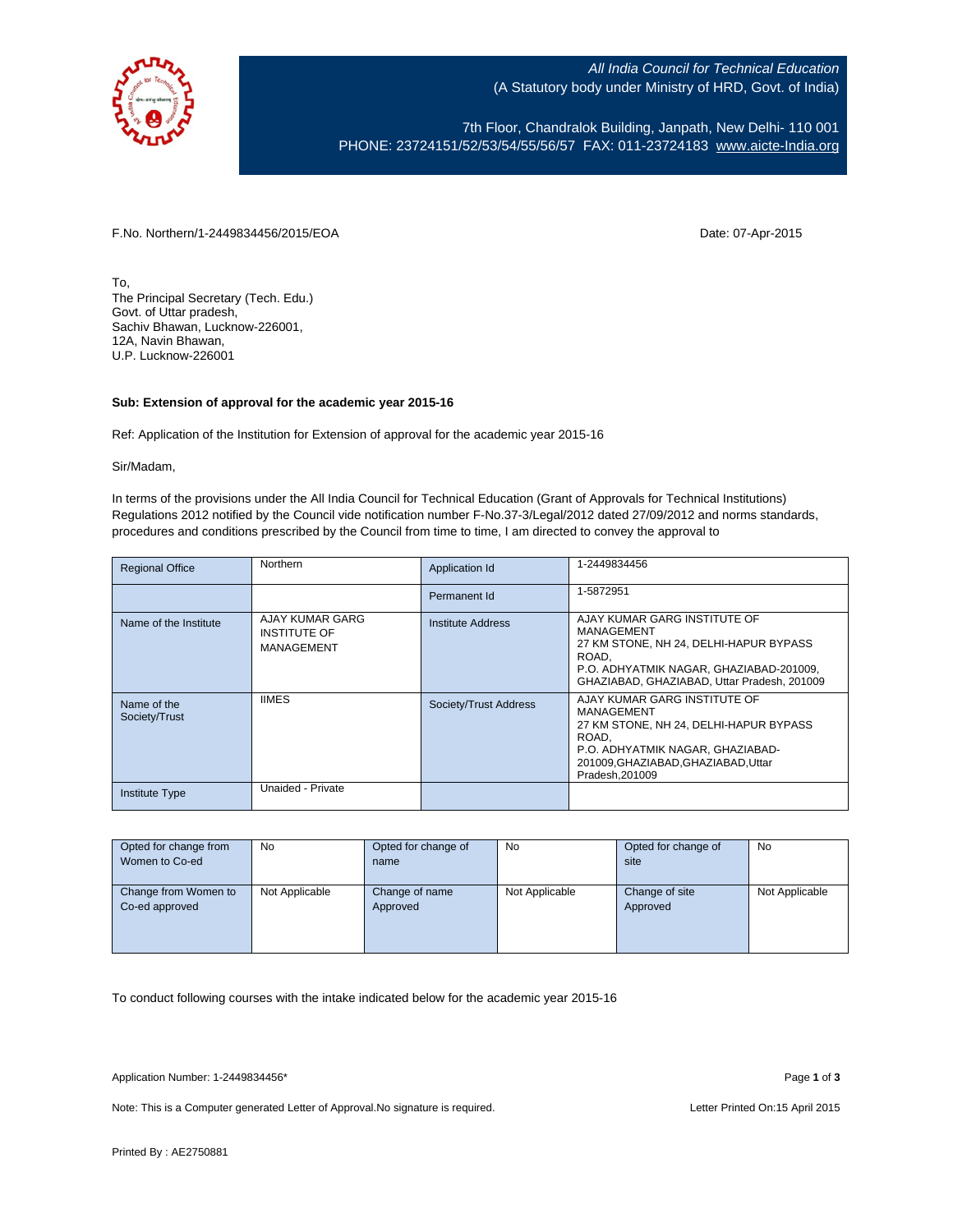All India Council for Technical Education
(A Statutory body under Ministry of HRD, Govt. of India)

7th Floor, Chandralok Building, Janpath, New Delhi- 110 001
PHONE: 23724151/52/53/54/55/56/57 FAX: 011-23724183 www.aicte-India.org

F.No. Northern/1-2449834456/2015/EOA

Date: 07-Apr-2015

To,
The Principal Secretary (Tech. Edu.)
Govt. of Uttar pradesh,
Sachiv Bhawan, Lucknow-226001,
12A, Navin Bhawan,
U.P. Lucknow-226001

**Sub: Extension of approval for the academic year 2015-16**

Ref: Application of the Institution for Extension of approval for the academic year 2015-16

Sir/Madam,

In terms of the provisions under the All India Council for Technical Education (Grant of Approvals for Technical Institutions) Regulations 2012 notified by the Council vide notification number F-No.37-3/Legal/2012 dated 27/09/2012 and norms standards, procedures and conditions prescribed by the Council from time to time, I am directed to convey the approval to

| Regional Office | Northern | Application Id | 1-2449834456 |
|---|---|---|---|
| | | Permanent Id | 1-5872951 |
| Name of the Institute | AJAY KUMAR GARG INSTITUTE OF MANAGEMENT | Institute Address | AJAY KUMAR GARG INSTITUTE OF MANAGEMENT 27 KM STONE, NH 24, DELHI-HAPUR BYPASS ROAD, P.O. ADHYATMIK NAGAR, GHAZIABAD-201009, GHAZIABAD, GHAZIABAD, Uttar Pradesh, 201009 |
| Name of the Society/Trust | IIMES | Society/Trust Address | AJAY KUMAR GARG INSTITUTE OF MANAGEMENT 27 KM STONE, NH 24, DELHI-HAPUR BYPASS ROAD, P.O. ADHYATMIK NAGAR, GHAZIABAD-201009,GHAZIABAD,GHAZIABAD,Uttar Pradesh,201009 |
| Institute Type | Unaided - Private | | |

| Opted for change from Women to Co-ed | No | Opted for change of name | No | Opted for change of site | No |
|---|---|---|---|---|---|
| Change from Women to Co-ed approved | Not Applicable | Change of name Approved | Not Applicable | Change of site Approved | Not Applicable |

To conduct following courses with the intake indicated below for the academic year 2015-16

Application Number: 1-2449834456*

Note: This is a Computer generated Letter of Approval.No signature is required.

Letter Printed On:15 April 2015

Printed By : AE2750881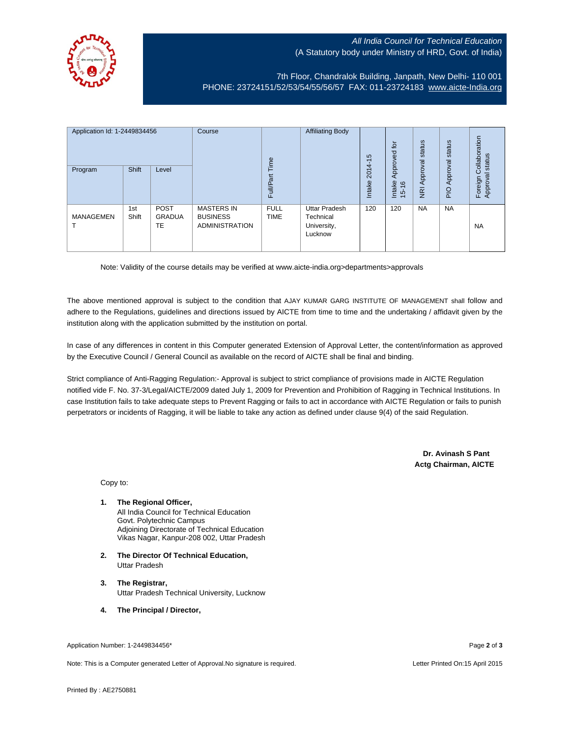All India Council for Technical Education
(A Statutory body under Ministry of HRD, Govt. of India)

7th Floor, Chandralok Building, Janpath, New Delhi- 110 001
PHONE: 23724151/52/53/54/55/56/57 FAX: 011-23724183 www.aicte-India.org

| Application Id: 1-2449834456 | | | Course | Full/Part Time | Affiliating Body | Intake 2014-15 | Intake Approved for 15-16 | NRI Approval status | PIO Approval status | Foreign Collaboration Approval status |
|---|---|---|---|---|---|---|---|---|---|---|
| Program | Shift | Level | | | | | | | | |
| MANAGEMENT | 1st Shift | POST GRADUATE | MASTERS IN BUSINESS ADMINISTRATION | FULL TIME | Uttar Pradesh Technical University, Lucknow | 120 | 120 | NA | NA | NA |

Note: Validity of the course details may be verified at www.aicte-india.org>departments>approvals

The above mentioned approval is subject to the condition that AJAY KUMAR GARG INSTITUTE OF MANAGEMENT shall follow and adhere to the Regulations, guidelines and directions issued by AICTE from time to time and the undertaking / affidavit given by the institution along with the application submitted by the institution on portal.

In case of any differences in content in this Computer generated Extension of Approval Letter, the content/information as approved by the Executive Council / General Council as available on the record of AICTE shall be final and binding.

Strict compliance of Anti-Ragging Regulation:- Approval is subject to strict compliance of provisions made in AICTE Regulation notified vide F. No. 37-3/Legal/AICTE/2009 dated July 1, 2009 for Prevention and Prohibition of Ragging in Technical Institutions. In case Institution fails to take adequate steps to Prevent Ragging or fails to act in accordance with AICTE Regulation or fails to punish perpetrators or incidents of Ragging, it will be liable to take any action as defined under clause 9(4) of the said Regulation.

**Dr. Avinash S Pant**
**Actg Chairman, AICTE**

Copy to:

1. **The Regional Officer,**
   All India Council for Technical Education
   Govt. Polytechnic Campus
   Adjoining Directorate of Technical Education
   Vikas Nagar, Kanpur-208 002, Uttar Pradesh

2. **The Director Of Technical Education,**
   Uttar Pradesh

3. **The Registrar,**
   Uttar Pradesh Technical University, Lucknow

4. **The Principal / Director,**

Application Number: 1-2449834456*

Note: This is a Computer generated Letter of Approval.No signature is required.

Letter Printed On:15 April 2015

Printed By : AE2750881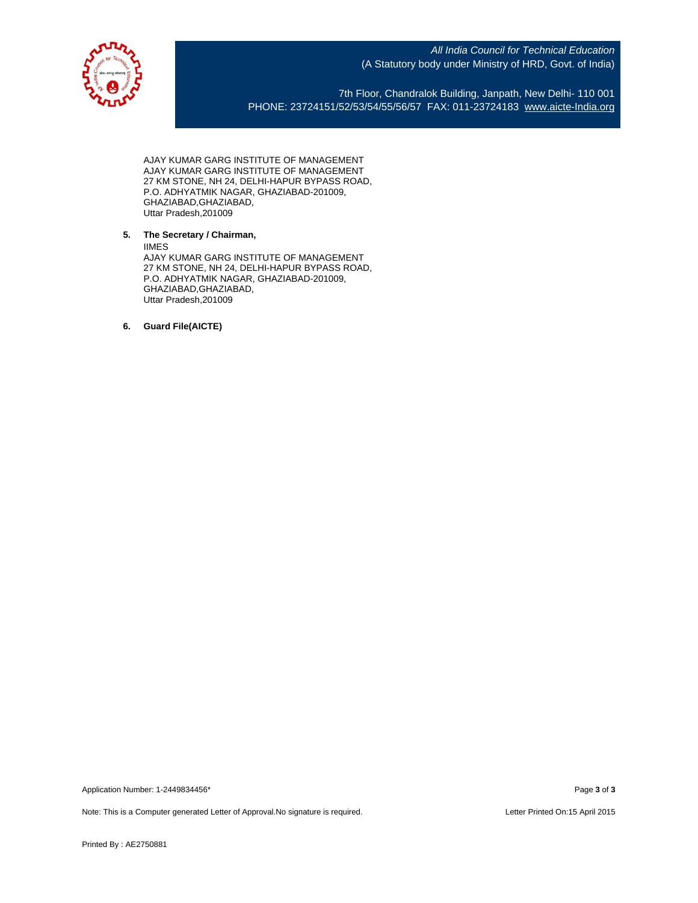AJAY KUMAR GARG INSTITUTE OF MANAGEMENT
AJAY KUMAR GARG INSTITUTE OF MANAGEMENT
27 KM STONE, NH 24, DELHI-HAPUR BYPASS ROAD,
P.O. ADHYATMIK NAGAR, GHAZIABAD-201009,
GHAZIABAD,GHAZIABAD,
Uttar Pradesh,201009

5. **The Secretary / Chairman,**
   IIMES
   AJAY KUMAR GARG INSTITUTE OF MANAGEMENT
   27 KM STONE, NH 24, DELHI-HAPUR BYPASS ROAD,
   P.O. ADHYATMIK NAGAR, GHAZIABAD-201009,
   GHAZIABAD,GHAZIABAD,
   Uttar Pradesh,201009

6. **Guard File(AICTE)**

Application Number: 1-2449834456*

Note: This is a Computer generated Letter of Approval.No signature is required.

Letter Printed On:15 April 2015

Printed By : AE2750881